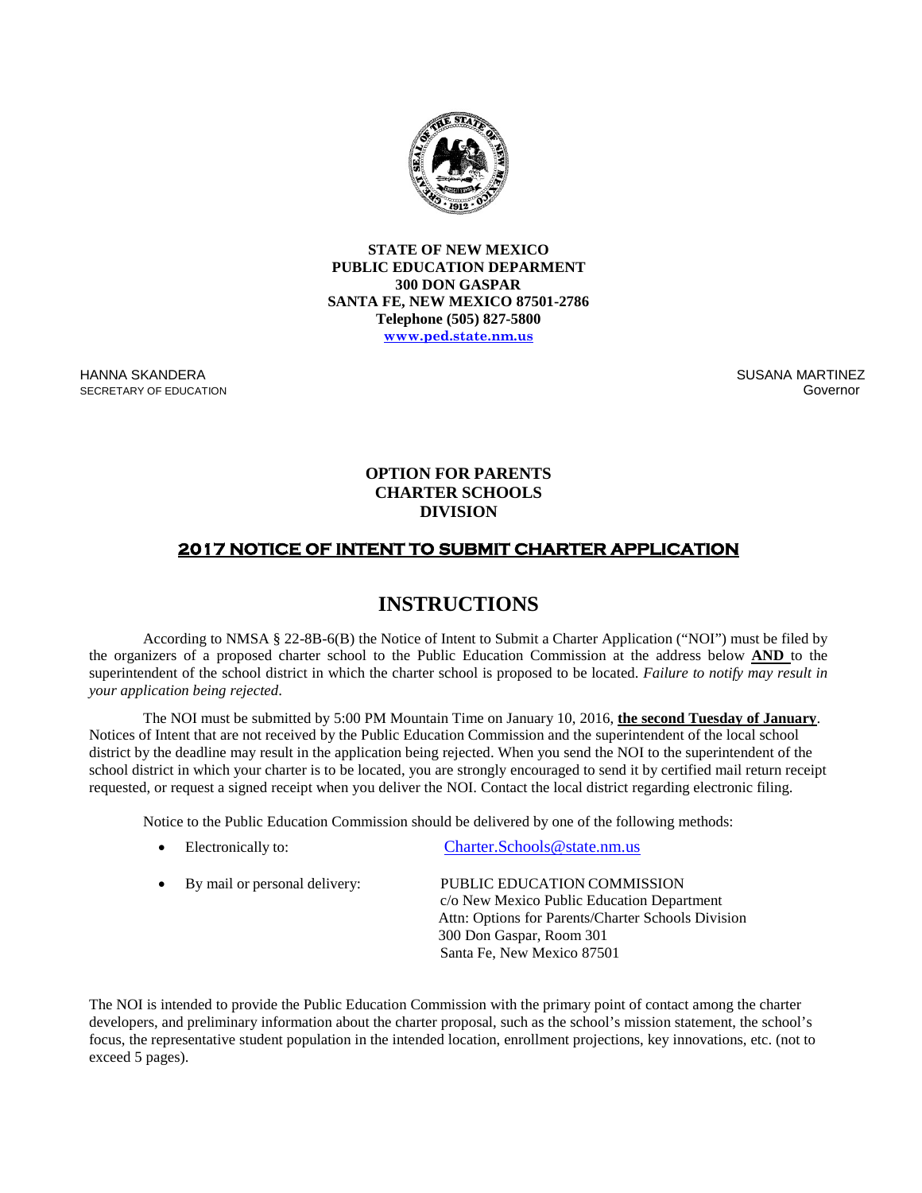**STATE OF NEW MEXICO**
**PUBLIC EDUCATION DEPARMENT**
**300 DON GASPAR**
**SANTA FE, NEW MEXICO 87501-2786**
**Telephone (505) 827-5800**
**www.ped.state.nm.us**

HANNA SKANDERA
SECRETARY OF EDUCATION

SUSANA MARTINEZ
Governor

**OPTION FOR PARENTS**
**CHARTER SCHOOLS**
**DIVISION**

## 2017 NOTICE OF INTENT TO SUBMIT CHARTER APPLICATION

# INSTRUCTIONS

According to NMSA § 22-8B-6(B) the Notice of Intent to Submit a Charter Application ("NOI") must be filed by the organizers of a proposed charter school to the Public Education Commission at the address below **AND** to the superintendent of the school district in which the charter school is proposed to be located. *Failure to notify may result in your application being rejected*.

The NOI must be submitted by 5:00 PM Mountain Time on January 10, 2016, **the second Tuesday of January**. Notices of Intent that are not received by the Public Education Commission and the superintendent of the local school district by the deadline may result in the application being rejected. When you send the NOI to the superintendent of the school district in which your charter is to be located, you are strongly encouraged to send it by certified mail return receipt requested, or request a signed receipt when you deliver the NOI. Contact the local district regarding electronic filing.

Notice to the Public Education Commission should be delivered by one of the following methods:

- Electronically to: Charter.Schools@state.nm.us
- By mail or personal delivery: PUBLIC EDUCATION COMMISSION
  c/o New Mexico Public Education Department
  Attn: Options for Parents/Charter Schools Division
  300 Don Gaspar, Room 301
  Santa Fe, New Mexico 87501

The NOI is intended to provide the Public Education Commission with the primary point of contact among the charter developers, and preliminary information about the charter proposal, such as the school's mission statement, the school's focus, the representative student population in the intended location, enrollment projections, key innovations, etc. (not to exceed 5 pages).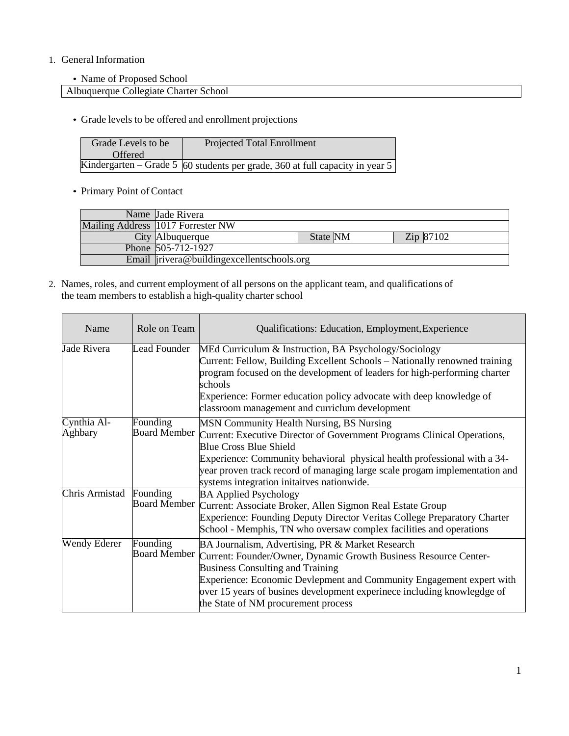1. General Information

- Name of Proposed School

| Albuquerque Collegiate Charter School |
|---|

- Grade levels to be offered and enrollment projections

| Grade Levels to be Offered | Projected Total Enrollment |
|---|---|
| Kindergarten – Grade 5 | 60 students per grade, 360 at full capacity in year 5 |

- Primary Point of Contact

| | | | | | |
|---|---|---|---|---|---|
| Name | Jade Rivera | | | | |
| Mailing Address | 1017 Forrester NW | | | | |
| City | Albuquerque | State | NM | Zip | 87102 |
| Phone | 505-712-1927 | | | | |
| Email | jrivera@buildingexcellentschools.org | | | | |

2. Names, roles, and current employment of all persons on the applicant team, and qualifications of the team members to establish a high-quality charter school

| Name | Role on Team | Qualifications: Education, Employment, Experience |
|---|---|---|
| Jade Rivera | Lead Founder | MEd Curriculum & Instruction, BA Psychology/Sociology<br>Current: Fellow, Building Excellent Schools – Nationally renowned training program focused on the development of leaders for high-performing charter schools<br>Experience: Former education policy advocate with deep knowledge of classroom management and curriclum development |
| Cynthia Al-Aghbary | Founding Board Member | MSN Community Health Nursing, BS Nursing<br>Current: Executive Director of Government Programs Clinical Operations, Blue Cross Blue Shield<br>Experience: Community behavioral physical health professional with a 34-year proven track record of managing large scale progam implementation and systems integration initaitves nationwide. |
| Chris Armistad | Founding Board Member | BA Applied Psychology<br>Current: Associate Broker, Allen Sigmon Real Estate Group<br>Experience: Founding Deputy Director Veritas College Preparatory Charter School - Memphis, TN who oversaw complex facilities and operations |
| Wendy Ederer | Founding Board Member | BA Journalism, Advertising, PR & Market Research<br>Current: Founder/Owner, Dynamic Growth Business Resource Center-Business Consulting and Training<br>Experience: Economic Devlepment and Community Engagement expert with over 15 years of busines development experinece including knowlegdge of the State of NM procurement process |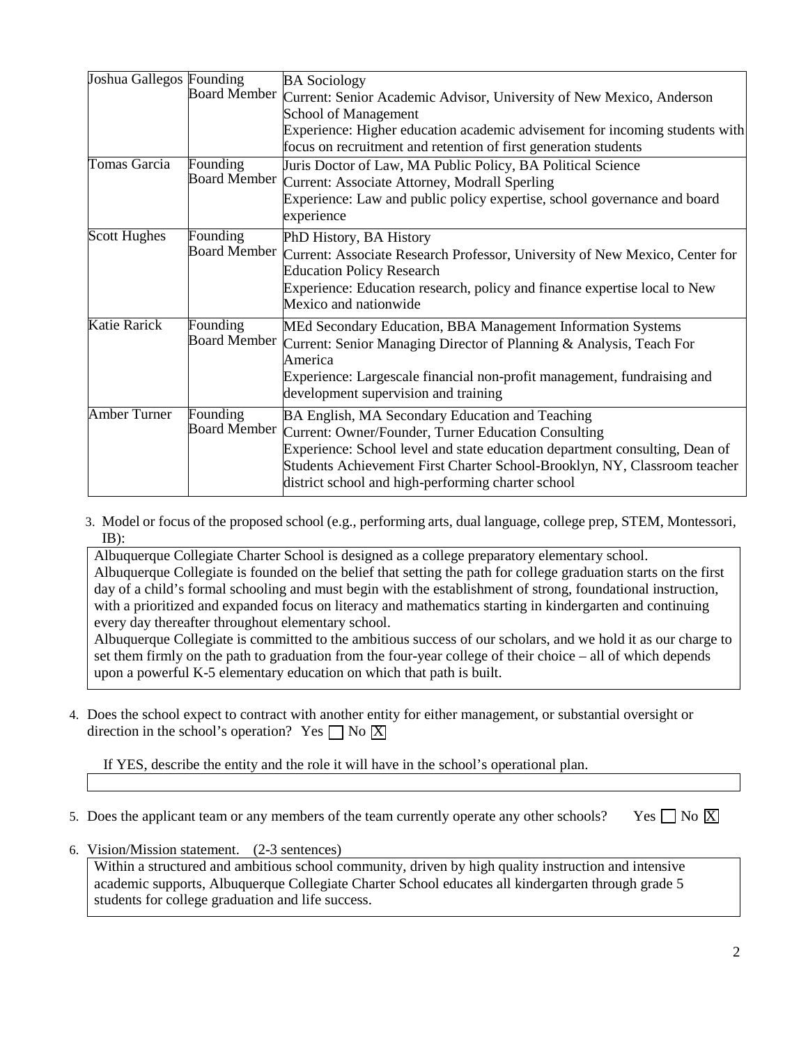| | | |
|---|---|---|
| Joshua Gallegos | Founding Board Member | BA Sociology<br>Current: Senior Academic Advisor, University of New Mexico, Anderson School of Management<br>Experience: Higher education academic advisement for incoming students with focus on recruitment and retention of first generation students |
| Tomas Garcia | Founding Board Member | Juris Doctor of Law, MA Public Policy, BA Political Science<br>Current: Associate Attorney, Modrall Sperling<br>Experience: Law and public policy expertise, school governance and board experience |
| Scott Hughes | Founding Board Member | PhD History, BA History<br>Current: Associate Research Professor, University of New Mexico, Center for Education Policy Research<br>Experience: Education research, policy and finance expertise local to New Mexico and nationwide |
| Katie Rarick | Founding Board Member | MEd Secondary Education, BBA Management Information Systems<br>Current: Senior Managing Director of Planning & Analysis, Teach For America<br>Experience: Largescale financial non-profit management, fundraising and development supervision and training |
| Amber Turner | Founding Board Member | BA English, MA Secondary Education and Teaching<br>Current: Owner/Founder, Turner Education Consulting<br>Experience: School level and state education department consulting, Dean of Students Achievement First Charter School-Brooklyn, NY, Classroom teacher district school and high-performing charter school |

3. Model or focus of the proposed school (e.g., performing arts, dual language, college prep, STEM, Montessori, IB):

Albuquerque Collegiate Charter School is designed as a college preparatory elementary school. Albuquerque Collegiate is founded on the belief that setting the path for college graduation starts on the first day of a child's formal schooling and must begin with the establishment of strong, foundational instruction, with a prioritized and expanded focus on literacy and mathematics starting in kindergarten and continuing every day thereafter throughout elementary school.
Albuquerque Collegiate is committed to the ambitious success of our scholars, and we hold it as our charge to set them firmly on the path to graduation from the four-year college of their choice – all of which depends upon a powerful K-5 elementary education on which that path is built.

4. Does the school expect to contract with another entity for either management, or substantial oversight or direction in the school's operation? Yes ☐ No ☒

If YES, describe the entity and the role it will have in the school's operational plan.

5. Does the applicant team or any members of the team currently operate any other schools? Yes ☐ No ☒

6. Vision/Mission statement. (2-3 sentences)

Within a structured and ambitious school community, driven by high quality instruction and intensive academic supports, Albuquerque Collegiate Charter School educates all kindergarten through grade 5 students for college graduation and life success.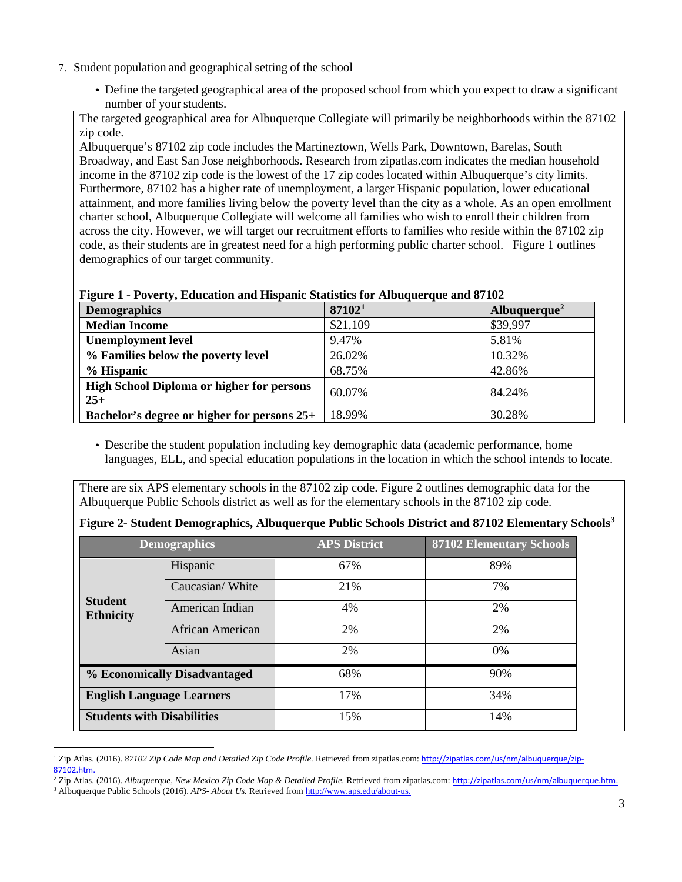7. Student population and geographical setting of the school

   - Define the targeted geographical area of the proposed school from which you expect to draw a significant number of your students.

The targeted geographical area for Albuquerque Collegiate will primarily be neighborhoods within the 87102 zip code.

Albuquerque's 87102 zip code includes the Martineztown, Wells Park, Downtown, Barelas, South Broadway, and East San Jose neighborhoods. Research from zipatlas.com indicates the median household income in the 87102 zip code is the lowest of the 17 zip codes located within Albuquerque's city limits. Furthermore, 87102 has a higher rate of unemployment, a larger Hispanic population, lower educational attainment, and more families living below the poverty level than the city as a whole. As an open enrollment charter school, Albuquerque Collegiate will welcome all families who wish to enroll their children from across the city. However, we will target our recruitment efforts to families who reside within the 87102 zip code, as their students are in greatest need for a high performing public charter school. Figure 1 outlines demographics of our target community.

**Figure 1 - Poverty, Education and Hispanic Statistics for Albuquerque and 87102**

| Demographics | 87102[1] | Albuquerque[2] |
|---|---|---|
| **Median Income** | $21,109 | $39,997 |
| **Unemployment level** | 9.47% | 5.81% |
| **% Families below the poverty level** | 26.02% | 10.32% |
| **% Hispanic** | 68.75% | 42.86% |
| **High School Diploma or higher for persons 25+** | 60.07% | 84.24% |
| **Bachelor's degree or higher for persons 25+** | 18.99% | 30.28% |

   - Describe the student population including key demographic data (academic performance, home languages, ELL, and special education populations in the location in which the school intends to locate.

There are six APS elementary schools in the 87102 zip code. Figure 2 outlines demographic data for the Albuquerque Public Schools district as well as for the elementary schools in the 87102 zip code.

**Figure 2- Student Demographics, Albuquerque Public Schools District and 87102 Elementary Schools[3]**

| Demographics | | APS District | 87102 Elementary Schools |
|---|---|---|---|
| **Student Ethnicity** | Hispanic | 67% | 89% |
| | Caucasian/ White | 21% | 7% |
| | American Indian | 4% | 2% |
| | African American | 2% | 2% |
| | Asian | 2% | 0% |
| **% Economically Disadvantaged** | | 68% | 90% |
| **English Language Learners** | | 17% | 34% |
| **Students with Disabilities** | | 15% | 14% |

---

[1] Zip Atlas. (2016). *87102 Zip Code Map and Detailed Zip Code Profile.* Retrieved from zipatlas.com: http://zipatlas.com/us/nm/albuquerque/zip-87102.htm.

[2] Zip Atlas. (2016). *Albuquerque, New Mexico Zip Code Map & Detailed Profile.* Retrieved from zipatlas.com: http://zipatlas.com/us/nm/albuquerque.htm.

[3] Albuquerque Public Schools (2016). *APS- About Us.* Retrieved from http://www.aps.edu/about-us.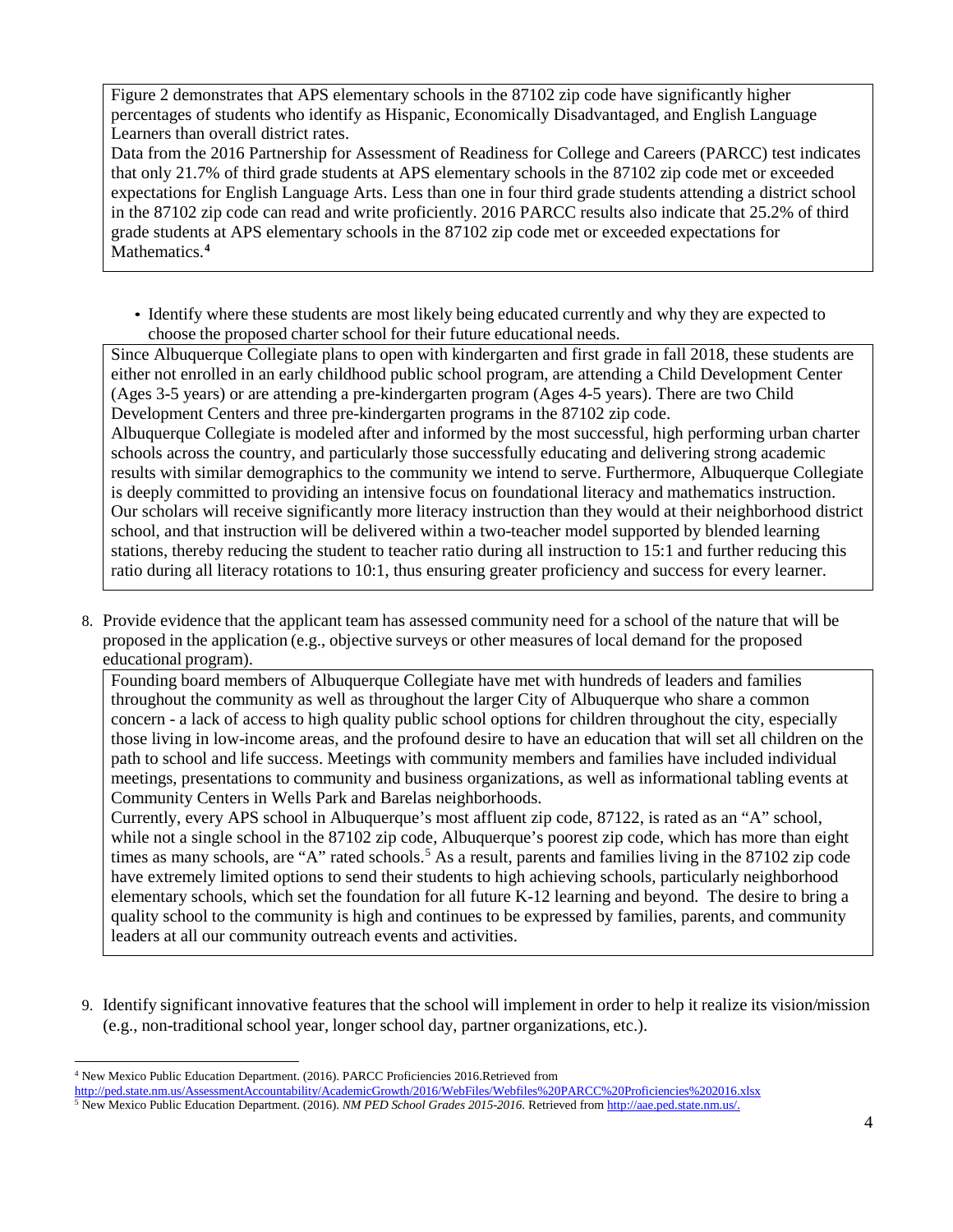Figure 2 demonstrates that APS elementary schools in the 87102 zip code have significantly higher percentages of students who identify as Hispanic, Economically Disadvantaged, and English Language Learners than overall district rates.

Data from the 2016 Partnership for Assessment of Readiness for College and Careers (PARCC) test indicates that only 21.7% of third grade students at APS elementary schools in the 87102 zip code met or exceeded expectations for English Language Arts. Less than one in four third grade students attending a district school in the 87102 zip code can read and write proficiently. 2016 PARCC results also indicate that 25.2% of third grade students at APS elementary schools in the 87102 zip code met or exceeded expectations for Mathematics.[4]

- Identify where these students are most likely being educated currently and why they are expected to choose the proposed charter school for their future educational needs.

Since Albuquerque Collegiate plans to open with kindergarten and first grade in fall 2018, these students are either not enrolled in an early childhood public school program, are attending a Child Development Center (Ages 3-5 years) or are attending a pre-kindergarten program (Ages 4-5 years). There are two Child Development Centers and three pre-kindergarten programs in the 87102 zip code.

Albuquerque Collegiate is modeled after and informed by the most successful, high performing urban charter schools across the country, and particularly those successfully educating and delivering strong academic results with similar demographics to the community we intend to serve. Furthermore, Albuquerque Collegiate is deeply committed to providing an intensive focus on foundational literacy and mathematics instruction. Our scholars will receive significantly more literacy instruction than they would at their neighborhood district school, and that instruction will be delivered within a two-teacher model supported by blended learning stations, thereby reducing the student to teacher ratio during all instruction to 15:1 and further reducing this ratio during all literacy rotations to 10:1, thus ensuring greater proficiency and success for every learner.

8. Provide evidence that the applicant team has assessed community need for a school of the nature that will be proposed in the application (e.g., objective surveys or other measures of local demand for the proposed educational program).

Founding board members of Albuquerque Collegiate have met with hundreds of leaders and families throughout the community as well as throughout the larger City of Albuquerque who share a common concern - a lack of access to high quality public school options for children throughout the city, especially those living in low-income areas, and the profound desire to have an education that will set all children on the path to school and life success. Meetings with community members and families have included individual meetings, presentations to community and business organizations, as well as informational tabling events at Community Centers in Wells Park and Barelas neighborhoods.

Currently, every APS school in Albuquerque's most affluent zip code, 87122, is rated as an "A" school, while not a single school in the 87102 zip code, Albuquerque's poorest zip code, which has more than eight times as many schools, are "A" rated schools.[5] As a result, parents and families living in the 87102 zip code have extremely limited options to send their students to high achieving schools, particularly neighborhood elementary schools, which set the foundation for all future K-12 learning and beyond. The desire to bring a quality school to the community is high and continues to be expressed by families, parents, and community leaders at all our community outreach events and activities.

9. Identify significant innovative features that the school will implement in order to help it realize its vision/mission (e.g., non-traditional school year, longer school day, partner organizations, etc.).

---

[4] New Mexico Public Education Department. (2016). PARCC Proficiencies 2016.Retrieved from http://ped.state.nm.us/AssessmentAccountability/AcademicGrowth/2016/WebFiles/Webfiles%20PARCC%20Proficiencies%202016.xlsx

[5] New Mexico Public Education Department. (2016). *NM PED School Grades 2015-2016.* Retrieved from http://aae.ped.state.nm.us/.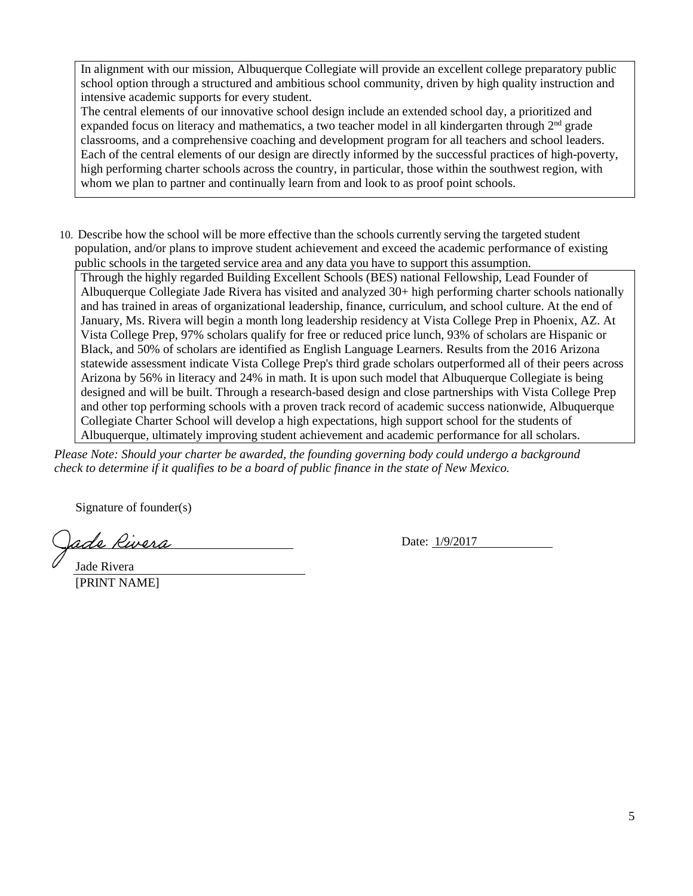In alignment with our mission, Albuquerque Collegiate will provide an excellent college preparatory public school option through a structured and ambitious school community, driven by high quality instruction and intensive academic supports for every student.

The central elements of our innovative school design include an extended school day, a prioritized and expanded focus on literacy and mathematics, a two teacher model in all kindergarten through 2nd grade classrooms, and a comprehensive coaching and development program for all teachers and school leaders. Each of the central elements of our design are directly informed by the successful practices of high-poverty, high performing charter schools across the country, in particular, those within the southwest region, with whom we plan to partner and continually learn from and look to as proof point schools.

10. Describe how the school will be more effective than the schools currently serving the targeted student population, and/or plans to improve student achievement and exceed the academic performance of existing public schools in the targeted service area and any data you have to support this assumption.

Through the highly regarded Building Excellent Schools (BES) national Fellowship, Lead Founder of Albuquerque Collegiate Jade Rivera has visited and analyzed 30+ high performing charter schools nationally and has trained in areas of organizational leadership, finance, curriculum, and school culture. At the end of January, Ms. Rivera will begin a month long leadership residency at Vista College Prep in Phoenix, AZ. At Vista College Prep, 97% scholars qualify for free or reduced price lunch, 93% of scholars are Hispanic or Black, and 50% of scholars are identified as English Language Learners. Results from the 2016 Arizona statewide assessment indicate Vista College Prep's third grade scholars outperformed all of their peers across Arizona by 56% in literacy and 24% in math. It is upon such model that Albuquerque Collegiate is being designed and will be built. Through a research-based design and close partnerships with Vista College Prep and other top performing schools with a proven track record of academic success nationwide, Albuquerque Collegiate Charter School will develop a high expectations, high support school for the students of Albuquerque, ultimately improving student achievement and academic performance for all scholars.

*Please Note: Should your charter be awarded, the founding governing body could undergo a background check to determine if it qualifies to be a board of public finance in the state of New Mexico.*

Signature of founder(s)

Jade Rivera

Date: 1/9/2017

Jade Rivera

[PRINT NAME]